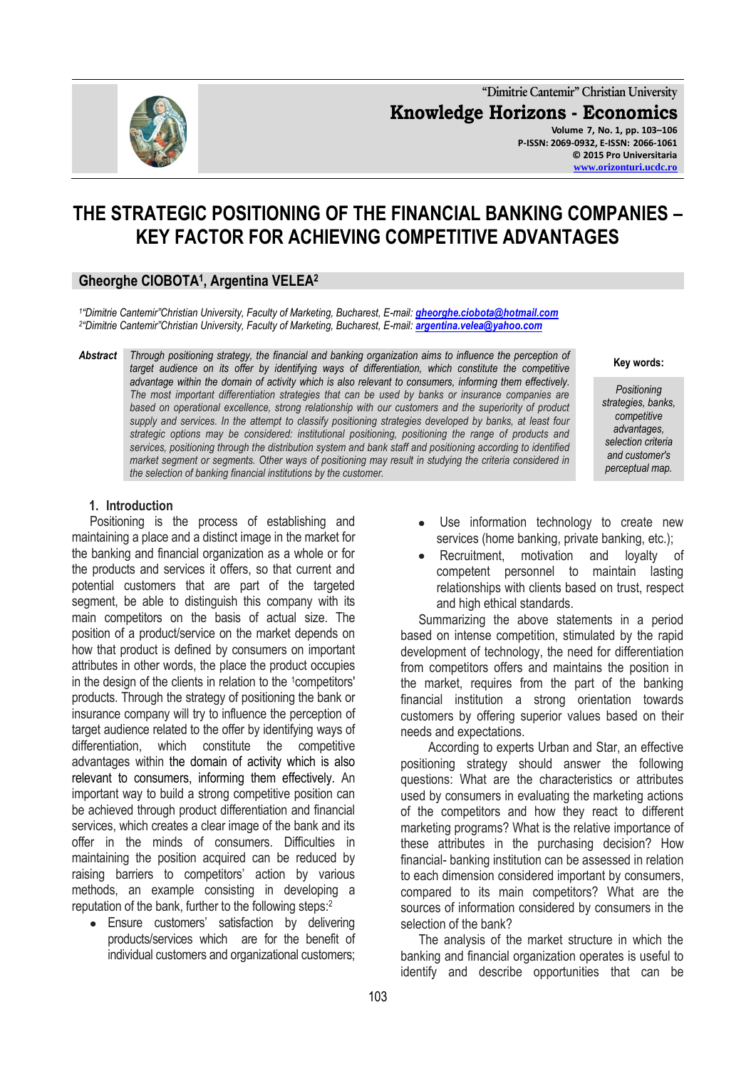# THE STRATEGIC POSITIONING OF THE FINANCIAL BANKING COMPANIES – KEY FACTOR FOR ACHIEVING COMPETITIVE ADVANTAGES

**Gheorghe CIOBOTA[1], Argentina VELEA[2]**

*[1]"Dimitrie Cantemir"Christian University, Faculty of Marketing, Bucharest, E-mail: gheorghe.ciobota@hotmail.com*
*[2]"Dimitrie Cantemir"Christian University, Faculty of Marketing, Bucharest, E-mail: argentina.velea@yahoo.com*

**Abstract** *Through positioning strategy, the financial and banking organization aims to influence the perception of target audience on its offer by identifying ways of differentiation, which constitute the competitive advantage within the domain of activity which is also relevant to consumers, informing them effectively. The most important differentiation strategies that can be used by banks or insurance companies are based on operational excellence, strong relationship with our customers and the superiority of product supply and services. In the attempt to classify positioning strategies developed by banks, at least four strategic options may be considered: institutional positioning, positioning the range of products and services, positioning through the distribution system and bank staff and positioning according to identified market segment or segments. Other ways of positioning may result in studying the criteria considered in the selection of banking financial institutions by the customer.*

**Key words:** *Positioning strategies, banks, competitive advantages, selection criteria and customer's perceptual map.*

## 1. Introduction

Positioning is the process of establishing and maintaining a place and a distinct image in the market for the banking and financial organization as a whole or for the products and services it offers, so that current and potential customers that are part of the targeted segment, be able to distinguish this company with its main competitors on the basis of actual size. The position of a product/service on the market depends on how that product is defined by consumers on important attributes in other words, the place the product occupies in the design of the clients in relation to the [1]competitors' products. Through the strategy of positioning the bank or insurance company will try to influence the perception of target audience related to the offer by identifying ways of differentiation, which constitute the competitive advantages within the domain of activity which is also relevant to consumers, informing them effectively. An important way to build a strong competitive position can be achieved through product differentiation and financial services, which creates a clear image of the bank and its offer in the minds of consumers. Difficulties in maintaining the position acquired can be reduced by raising barriers to competitors' action by various methods, an example consisting in developing a reputation of the bank, further to the following steps:[2]

- Ensure customers' satisfaction by delivering products/services which are for the benefit of individual customers and organizational customers;
- Use information technology to create new services (home banking, private banking, etc.);
- Recruitment, motivation and loyalty of competent personnel to maintain lasting relationships with clients based on trust, respect and high ethical standards.

Summarizing the above statements in a period based on intense competition, stimulated by the rapid development of technology, the need for differentiation from competitors offers and maintains the position in the market, requires from the part of the banking financial institution a strong orientation towards customers by offering superior values based on their needs and expectations.

According to experts Urban and Star, an effective positioning strategy should answer the following questions: What are the characteristics or attributes used by consumers in evaluating the marketing actions of the competitors and how they react to different marketing programs? What is the relative importance of these attributes in the purchasing decision? How financial- banking institution can be assessed in relation to each dimension considered important by consumers, compared to its main competitors? What are the sources of information considered by consumers in the selection of the bank?

The analysis of the market structure in which the banking and financial organization operates is useful to identify and describe opportunities that can be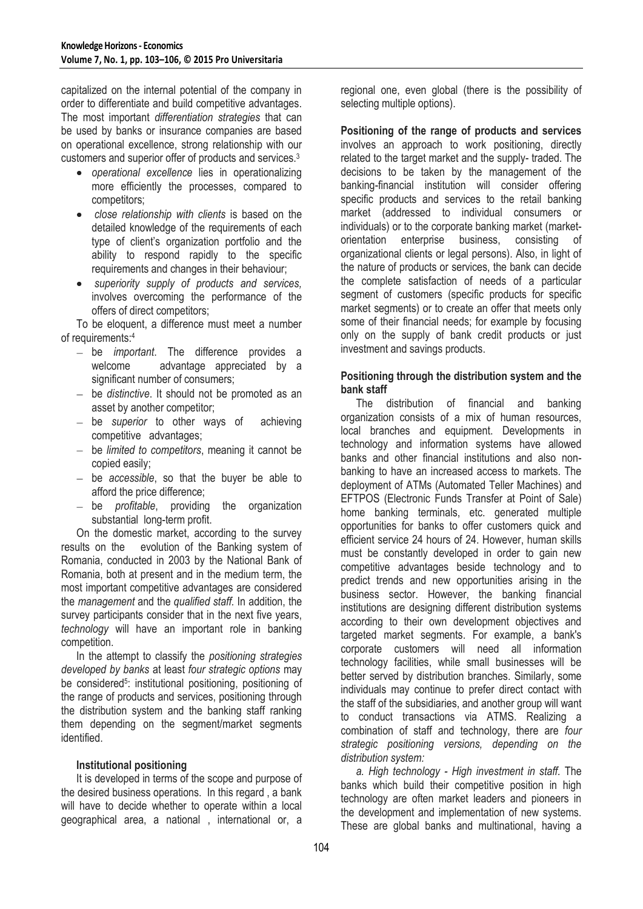capitalized on the internal potential of the company in order to differentiate and build competitive advantages. The most important *differentiation strategies* that can be used by banks or insurance companies are based on operational excellence, strong relationship with our customers and superior offer of products and services.[3]

- *operational excellence* lies in operationalizing more efficiently the processes, compared to competitors;
- *close relationship with clients* is based on the detailed knowledge of the requirements of each type of client's organization portfolio and the ability to respond rapidly to the specific requirements and changes in their behaviour;
- *superiority supply of products and services,* involves overcoming the performance of the offers of direct competitors;

To be eloquent, a difference must meet a number of requirements:[4]

- be *important*. The difference provides a welcome advantage appreciated by a significant number of consumers;
- be *distinctive*. It should not be promoted as an asset by another competitor;
- be *superior* to other ways of achieving competitive advantages;
- be *limited to competitors*, meaning it cannot be copied easily;
- be *accessible*, so that the buyer be able to afford the price difference;
- be *profitable*, providing the organization substantial long-term profit.

On the domestic market, according to the survey results on the evolution of the Banking system of Romania, conducted in 2003 by the National Bank of Romania, both at present and in the medium term, the most important competitive advantages are considered the *management* and the *qualified staff.* In addition, the survey participants consider that in the next five years, *technology* will have an important role in banking competition.

In the attempt to classify the *positioning strategies developed by banks* at least *four strategic options* may be considered[5]: institutional positioning, positioning of the range of products and services, positioning through the distribution system and the banking staff ranking them depending on the segment/market segments identified.

**Institutional positioning**

It is developed in terms of the scope and purpose of the desired business operations. In this regard , a bank will have to decide whether to operate within a local geographical area, a national , international or, a regional one, even global (there is the possibility of selecting multiple options).

**Positioning of the range of products and services** involves an approach to work positioning, directly related to the target market and the supply- traded. The decisions to be taken by the management of the banking-financial institution will consider offering specific products and services to the retail banking market (addressed to individual consumers or individuals) or to the corporate banking market (market-orientation enterprise business, consisting of organizational clients or legal persons). Also, in light of the nature of products or services, the bank can decide the complete satisfaction of needs of a particular segment of customers (specific products for specific market segments) or to create an offer that meets only some of their financial needs; for example by focusing only on the supply of bank credit products or just investment and savings products.

**Positioning through the distribution system and the bank staff**

The distribution of financial and banking organization consists of a mix of human resources, local branches and equipment. Developments in technology and information systems have allowed banks and other financial institutions and also non-banking to have an increased access to markets. The deployment of ATMs (Automated Teller Machines) and EFTPOS (Electronic Funds Transfer at Point of Sale) home banking terminals, etc. generated multiple opportunities for banks to offer customers quick and efficient service 24 hours of 24. However, human skills must be constantly developed in order to gain new competitive advantages beside technology and to predict trends and new opportunities arising in the business sector. However, the banking financial institutions are designing different distribution systems according to their own development objectives and targeted market segments. For example, a bank's corporate customers will need all information technology facilities, while small businesses will be better served by distribution branches. Similarly, some individuals may continue to prefer direct contact with the staff of the subsidiaries, and another group will want to conduct transactions via ATMS. Realizing a combination of staff and technology, there are *four strategic positioning versions, depending on the distribution system:*

*a. High technology - High investment in staff.* The banks which build their competitive position in high technology are often market leaders and pioneers in the development and implementation of new systems. These are global banks and multinational, having a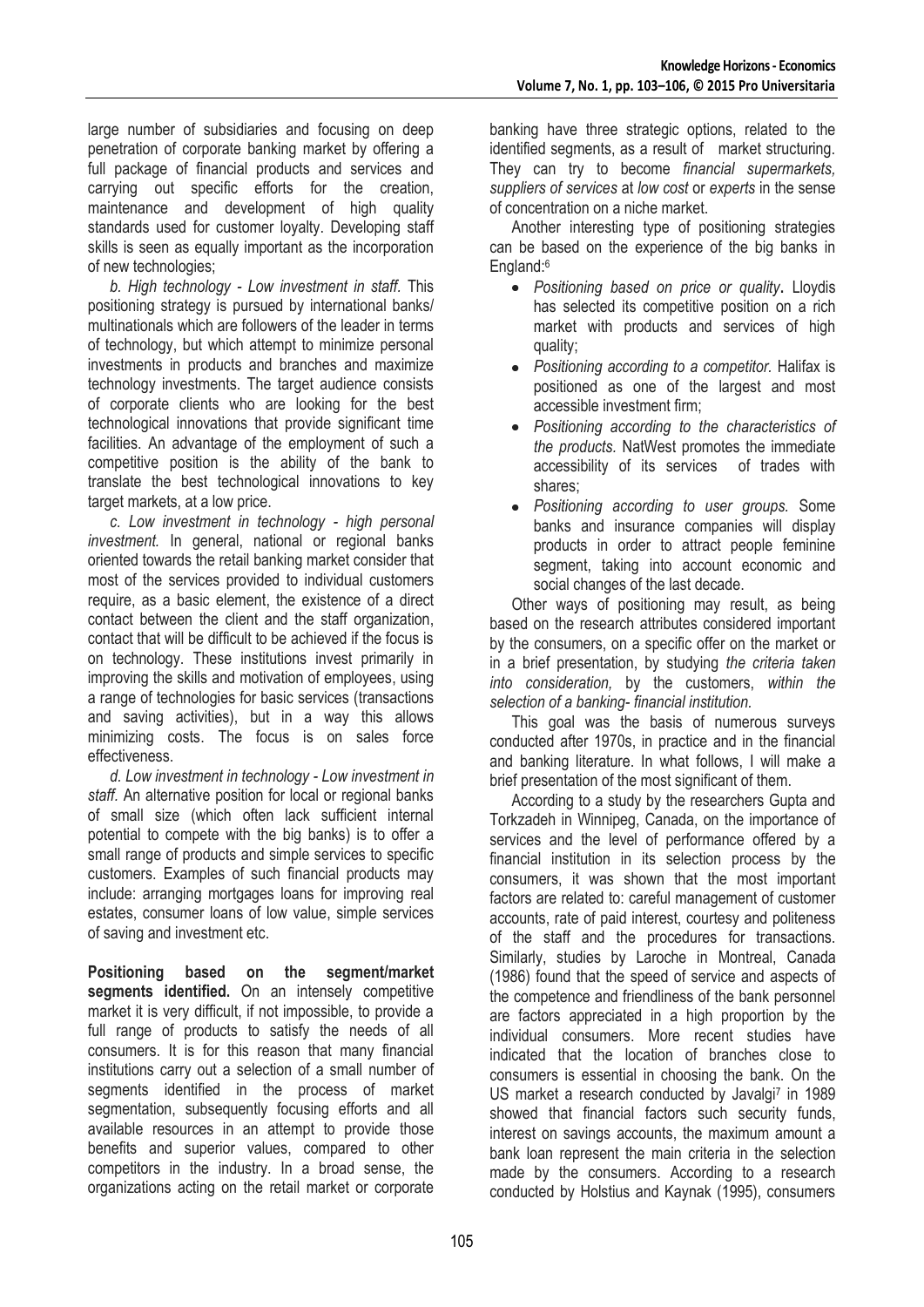large number of subsidiaries and focusing on deep penetration of corporate banking market by offering a full package of financial products and services and carrying out specific efforts for the creation, maintenance and development of high quality standards used for customer loyalty. Developing staff skills is seen as equally important as the incorporation of new technologies;

*b. High technology - Low investment in staff.* This positioning strategy is pursued by international banks/ multinationals which are followers of the leader in terms of technology, but which attempt to minimize personal investments in products and branches and maximize technology investments. The target audience consists of corporate clients who are looking for the best technological innovations that provide significant time facilities. An advantage of the employment of such a competitive position is the ability of the bank to translate the best technological innovations to key target markets, at a low price.

*c. Low investment in technology - high personal investment.* In general, national or regional banks oriented towards the retail banking market consider that most of the services provided to individual customers require, as a basic element, the existence of a direct contact between the client and the staff organization, contact that will be difficult to be achieved if the focus is on technology. These institutions invest primarily in improving the skills and motivation of employees, using a range of technologies for basic services (transactions and saving activities), but in a way this allows minimizing costs. The focus is on sales force effectiveness.

*d. Low investment in technology - Low investment in staff.* An alternative position for local or regional banks of small size (which often lack sufficient internal potential to compete with the big banks) is to offer a small range of products and simple services to specific customers. Examples of such financial products may include: arranging mortgages loans for improving real estates, consumer loans of low value, simple services of saving and investment etc.

**Positioning based on the segment/market segments identified.** On an intensely competitive market it is very difficult, if not impossible, to provide a full range of products to satisfy the needs of all consumers. It is for this reason that many financial institutions carry out a selection of a small number of segments identified in the process of market segmentation, subsequently focusing efforts and all available resources in an attempt to provide those benefits and superior values, compared to other competitors in the industry. In a broad sense, the organizations acting on the retail market or corporate banking have three strategic options, related to the identified segments, as a result of market structuring. They can try to become *financial supermarkets, suppliers of services* at *low cost* or *experts* in the sense of concentration on a niche market.

Another interesting type of positioning strategies can be based on the experience of the big banks in England:[6]

- *Positioning based on price or quality***.** Lloydis has selected its competitive position on a rich market with products and services of high quality;
- *Positioning according to a competitor.* Halifax is positioned as one of the largest and most accessible investment firm;
- *Positioning according to the characteristics of the products.* NatWest promotes the immediate accessibility of its services of trades with shares;
- *Positioning according to user groups.* Some banks and insurance companies will display products in order to attract people feminine segment, taking into account economic and social changes of the last decade.

Other ways of positioning may result, as being based on the research attributes considered important by the consumers, on a specific offer on the market or in a brief presentation, by studying *the criteria taken into consideration,* by the customers, *within the selection of a banking- financial institution.*

This goal was the basis of numerous surveys conducted after 1970s, in practice and in the financial and banking literature. In what follows, I will make a brief presentation of the most significant of them.

According to a study by the researchers Gupta and Torkzadeh in Winnipeg, Canada, on the importance of services and the level of performance offered by a financial institution in its selection process by the consumers, it was shown that the most important factors are related to: careful management of customer accounts, rate of paid interest, courtesy and politeness of the staff and the procedures for transactions. Similarly, studies by Laroche in Montreal, Canada (1986) found that the speed of service and aspects of the competence and friendliness of the bank personnel are factors appreciated in a high proportion by the individual consumers. More recent studies have indicated that the location of branches close to consumers is essential in choosing the bank. On the US market a research conducted by Javalgi[7] in 1989 showed that financial factors such security funds, interest on savings accounts, the maximum amount a bank loan represent the main criteria in the selection made by the consumers. According to a research conducted by Holstius and Kaynak (1995), consumers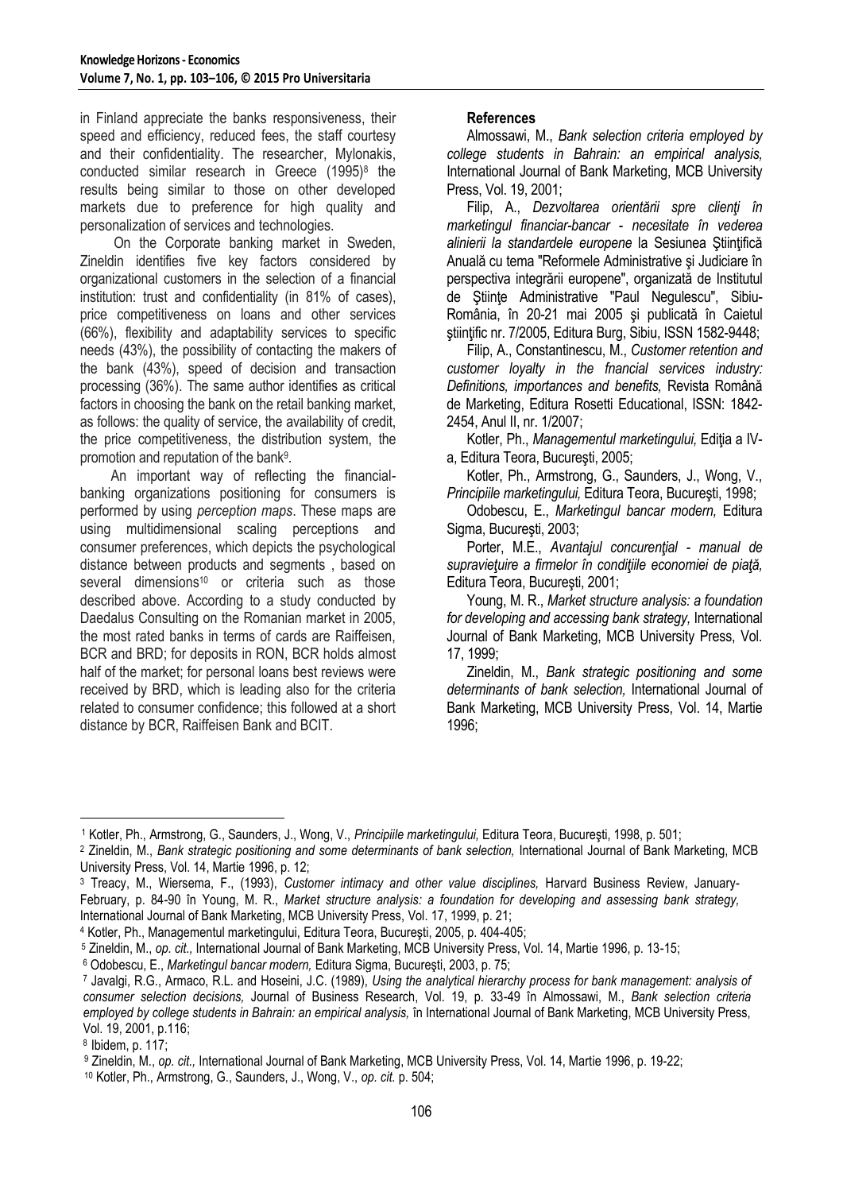in Finland appreciate the banks responsiveness, their speed and efficiency, reduced fees, the staff courtesy and their confidentiality. The researcher, Mylonakis, conducted similar research in Greece (1995)[8] the results being similar to those on other developed markets due to preference for high quality and personalization of services and technologies.

On the Corporate banking market in Sweden, Zineldin identifies five key factors considered by organizational customers in the selection of a financial institution: trust and confidentiality (in 81% of cases), price competitiveness on loans and other services (66%), flexibility and adaptability services to specific needs (43%), the possibility of contacting the makers of the bank (43%), speed of decision and transaction processing (36%). The same author identifies as critical factors in choosing the bank on the retail banking market, as follows: the quality of service, the availability of credit, the price competitiveness, the distribution system, the promotion and reputation of the bank[9].

An important way of reflecting the financial-banking organizations positioning for consumers is performed by using *perception maps*. These maps are using multidimensional scaling perceptions and consumer preferences, which depicts the psychological distance between products and segments , based on several dimensions[10] or criteria such as those described above. According to a study conducted by Daedalus Consulting on the Romanian market in 2005, the most rated banks in terms of cards are Raiffeisen, BCR and BRD; for deposits in RON, BCR holds almost half of the market; for personal loans best reviews were received by BRD, which is leading also for the criteria related to consumer confidence; this followed at a short distance by BCR, Raiffeisen Bank and BCIT.

**References**

Almossawi, M., *Bank selection criteria employed by college students in Bahrain: an empirical analysis,* International Journal of Bank Marketing, MCB University Press, Vol. 19, 2001;

Filip, A., *Dezvoltarea orientării spre clienţi în marketingul financiar-bancar - necesitate în vederea alinierii la standardele europene* la Sesiunea Ştiinţifică Anuală cu tema "Reformele Administrative şi Judiciare în perspectiva integrării europene", organizată de Institutul de Ştiinţe Administrative "Paul Negulescu", Sibiu-România, în 20-21 mai 2005 şi publicată în Caietul ştiinţific nr. 7/2005, Editura Burg, Sibiu, ISSN 1582-9448;

Filip, A., Constantinescu, M., *Customer retention and customer loyalty in the fnancial services industry: Definitions, importances and benefits,* Revista Română de Marketing, Editura Rosetti Educational, ISSN: 1842-2454, Anul II, nr. 1/2007;

Kotler, Ph., *Managementul marketingului,* Ediţia a IV-a, Editura Teora, Bucureşti, 2005;

Kotler, Ph., Armstrong, G., Saunders, J., Wong, V., *Principiile marketingului,* Editura Teora, Bucureşti, 1998;

Odobescu, E., *Marketingul bancar modern,* Editura Sigma, Bucureşti, 2003;

Porter, M.E., *Avantajul concurenţial - manual de supravieţuire a firmelor în condiţiile economiei de piaţă,* Editura Teora, Bucureşti, 2001;

Young, M. R., *Market structure analysis: a foundation for developing and accessing bank strategy,* International Journal of Bank Marketing, MCB University Press, Vol. 17, 1999;

Zineldin, M., *Bank strategic positioning and some determinants of bank selection,* International Journal of Bank Marketing, MCB University Press, Vol. 14, Martie 1996;

---

[1] Kotler, Ph., Armstrong, G., Saunders, J., Wong, V., *Principiile marketingului,* Editura Teora, Bucureşti, 1998, p. 501;

[2] Zineldin, M., *Bank strategic positioning and some determinants of bank selection,* International Journal of Bank Marketing, MCB University Press, Vol. 14, Martie 1996, p. 12;

[3] Treacy, M., Wiersema, F., (1993), *Customer intimacy and other value disciplines,* Harvard Business Review, January-February, p. 84-90 în Young, M. R., *Market structure analysis: a foundation for developing and assessing bank strategy,* International Journal of Bank Marketing, MCB University Press, Vol. 17, 1999, p. 21;

[4] Kotler, Ph., Managementul marketingului, Editura Teora, Bucureşti, 2005, p. 404-405;

[5] Zineldin, M., *op. cit.,* International Journal of Bank Marketing, MCB University Press, Vol. 14, Martie 1996, p. 13-15;

[6] Odobescu, E., *Marketingul bancar modern,* Editura Sigma, Bucureşti, 2003, p. 75;

[7] Javalgi, R.G., Armaco, R.L. and Hoseini, J.C. (1989), *Using the analytical hierarchy process for bank management: analysis of consumer selection decisions,* Journal of Business Research, Vol. 19, p. 33-49 în Almossawi, M., *Bank selection criteria employed by college students in Bahrain: an empirical analysis,* în International Journal of Bank Marketing, MCB University Press, Vol. 19, 2001, p.116;

[8] Ibidem, p. 117;

[9] Zineldin, M., *op. cit.,* International Journal of Bank Marketing, MCB University Press, Vol. 14, Martie 1996, p. 19-22;

[10] Kotler, Ph., Armstrong, G., Saunders, J., Wong, V., *op. cit.* p. 504;